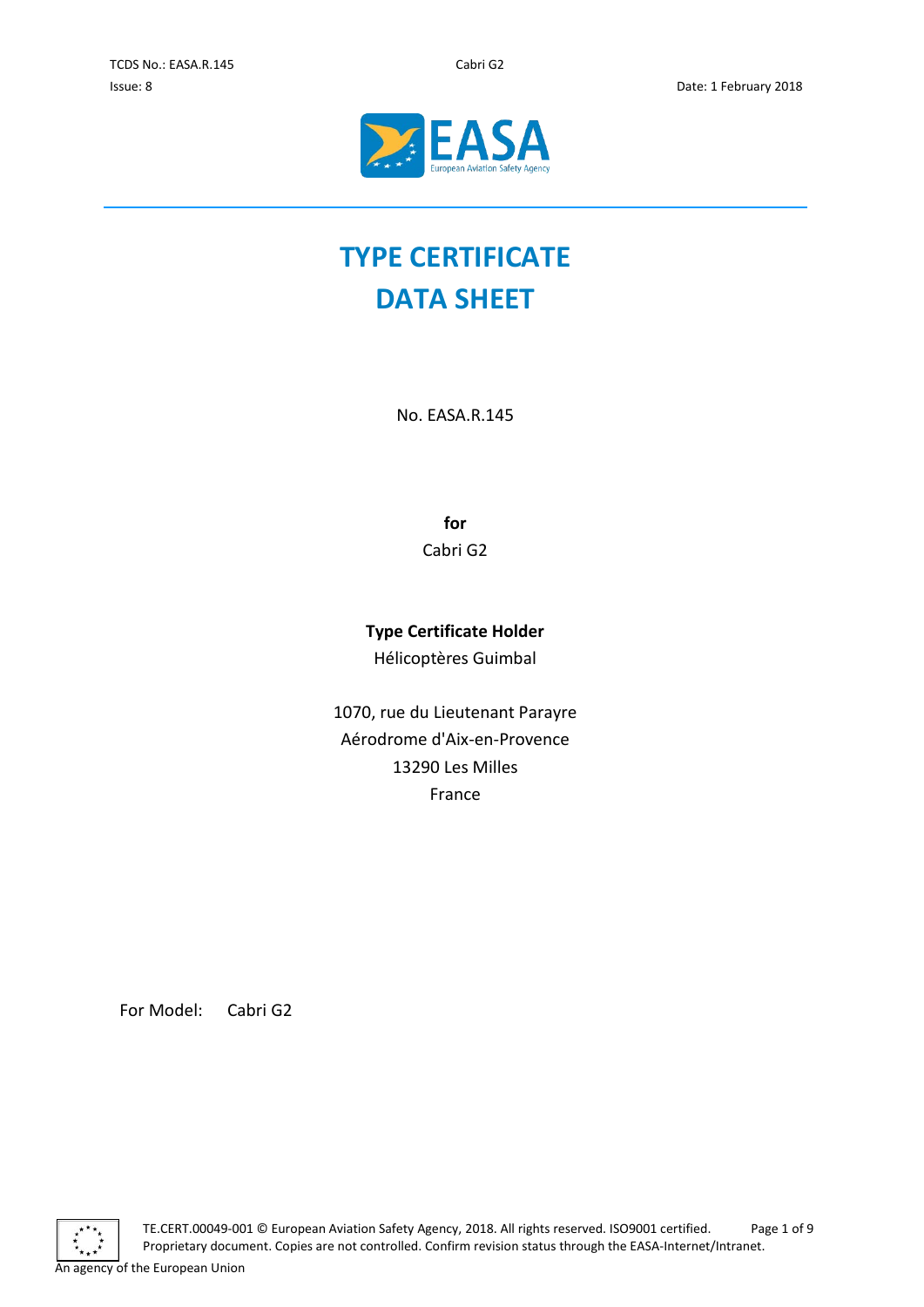# TYPE CERTIFICATE DATA SHEET

No. EASA.R.145

**for**

Cabri G2

**Type Certificate Holder**

Hélicoptères Guimbal

1070, rue du Lieutenant Parayre
Aérodrome d'Aix-en-Provence
13290 Les Milles
France

For Model: Cabri G2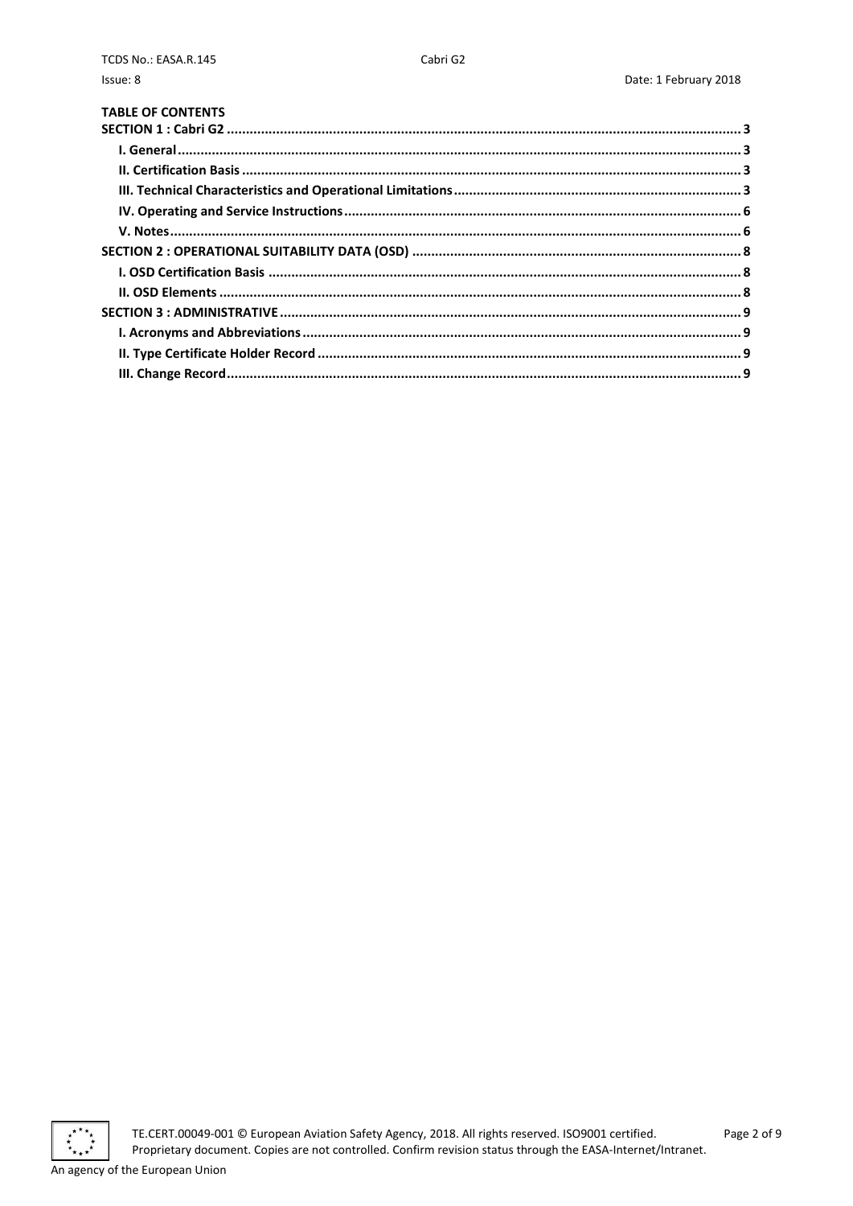**TABLE OF CONTENTS**

**SECTION 1 : Cabri G2** ..... 3

- **I. General** ..... 3
- **II. Certification Basis** ..... 3
- **III. Technical Characteristics and Operational Limitations** ..... 3
- **IV. Operating and Service Instructions** ..... 6
- **V. Notes** ..... 6

**SECTION 2 : OPERATIONAL SUITABILITY DATA (OSD)** ..... 8

- **I. OSD Certification Basis** ..... 8
- **II. OSD Elements** ..... 8

**SECTION 3 : ADMINISTRATIVE** ..... 9

- **I. Acronyms and Abbreviations** ..... 9
- **II. Type Certificate Holder Record** ..... 9
- **III. Change Record** ..... 9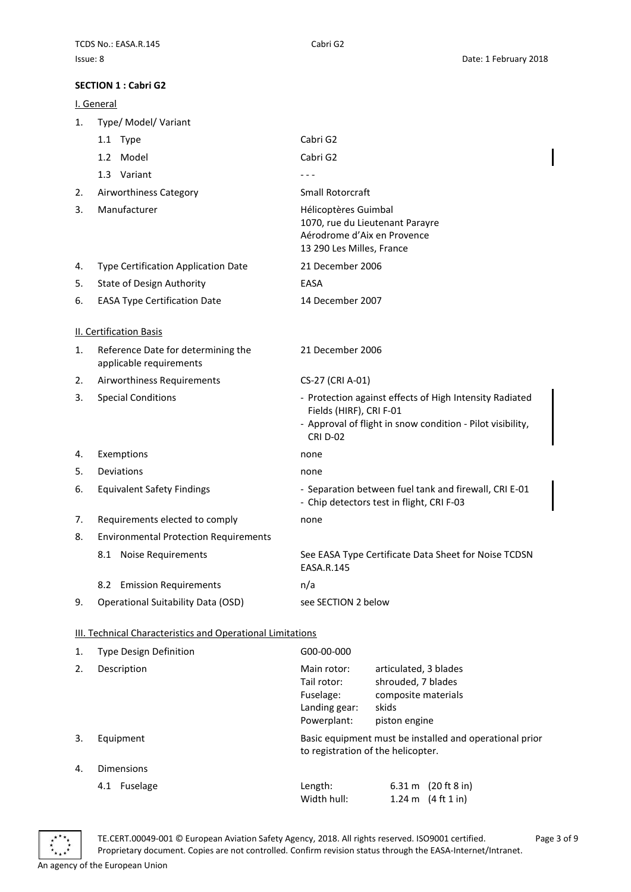## SECTION 1 : Cabri G2

### I. General

| | | |
|---|---|---|
| 1. | Type/ Model/ Variant | |
| | 1.1 Type | Cabri G2 |
| | 1.2 Model | Cabri G2 |
| | 1.3 Variant | - - - |
| 2. | Airworthiness Category | Small Rotorcraft |
| 3. | Manufacturer | Hélicoptères Guimbal<br>1070, rue du Lieutenant Parayre<br>Aérodrome d'Aix en Provence<br>13 290 Les Milles, France |
| 4. | Type Certification Application Date | 21 December 2006 |
| 5. | State of Design Authority | EASA |
| 6. | EASA Type Certification Date | 14 December 2007 |

### II. Certification Basis

| | | |
|---|---|---|
| 1. | Reference Date for determining the applicable requirements | 21 December 2006 |
| 2. | Airworthiness Requirements | CS-27 (CRI A-01) |
| 3. | Special Conditions | - Protection against effects of High Intensity Radiated Fields (HIRF), CRI F-01<br>- Approval of flight in snow condition - Pilot visibility, CRI D-02 |
| 4. | Exemptions | none |
| 5. | Deviations | none |
| 6. | Equivalent Safety Findings | - Separation between fuel tank and firewall, CRI E-01<br>- Chip detectors test in flight, CRI F-03 |
| 7. | Requirements elected to comply | none |
| 8. | Environmental Protection Requirements | |
| | 8.1 Noise Requirements | See EASA Type Certificate Data Sheet for Noise TCDSN EASA.R.145 |
| | 8.2 Emission Requirements | n/a |
| 9. | Operational Suitability Data (OSD) | see SECTION 2 below |

### III. Technical Characteristics and Operational Limitations

| | | |
|---|---|---|
| 1. | Type Design Definition | G00-00-000 |
| 2. | Description | Main rotor: articulated, 3 blades<br>Tail rotor: shrouded, 7 blades<br>Fuselage: composite materials<br>Landing gear: skids<br>Powerplant: piston engine |
| 3. | Equipment | Basic equipment must be installed and operational prior to registration of the helicopter. |
| 4. | Dimensions | |
| | 4.1 Fuselage | Length: 6.31 m (20 ft 8 in)<br>Width hull: 1.24 m (4 ft 1 in) |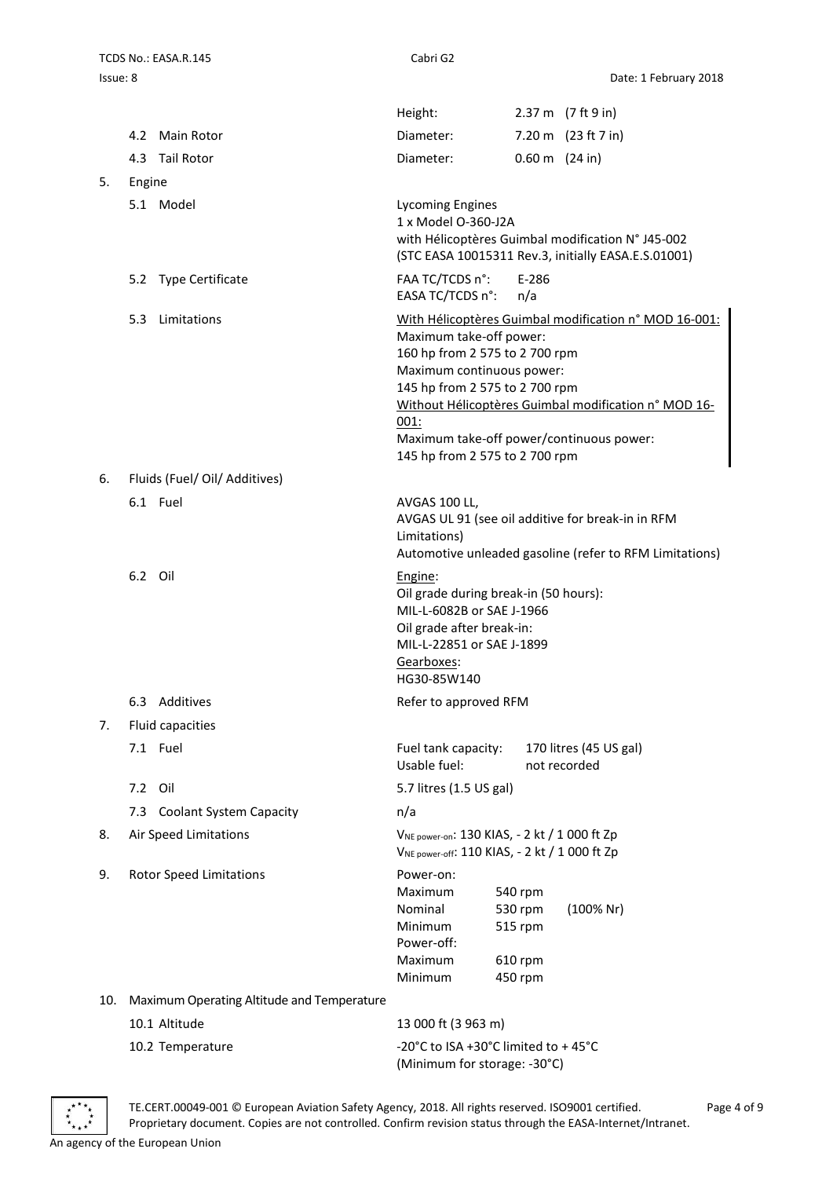| | | |
|---|---|---|
| | | Height: 2.37 m (7 ft 9 in) |
| | 4.2 Main Rotor | Diameter: 7.20 m (23 ft 7 in) |
| | 4.3 Tail Rotor | Diameter: 0.60 m (24 in) |
| 5. | Engine | |
| | 5.1 Model | Lycoming Engines<br>1 x Model O-360-J2A<br>with Hélicoptères Guimbal modification N° J45-002<br>(STC EASA 10015311 Rev.3, initially EASA.E.S.01001) |
| | 5.2 Type Certificate | FAA TC/TCDS n°: E-286<br>EASA TC/TCDS n°: n/a |
| | 5.3 Limitations | With Hélicoptères Guimbal modification n° MOD 16-001:<br>Maximum take-off power:<br>160 hp from 2 575 to 2 700 rpm<br>Maximum continuous power:<br>145 hp from 2 575 to 2 700 rpm<br>Without Hélicoptères Guimbal modification n° MOD 16-001:<br>Maximum take-off power/continuous power:<br>145 hp from 2 575 to 2 700 rpm |
| 6. | Fluids (Fuel/ Oil/ Additives) | |
| | 6.1 Fuel | AVGAS 100 LL,<br>AVGAS UL 91 (see oil additive for break-in in RFM Limitations)<br>Automotive unleaded gasoline (refer to RFM Limitations) |
| | 6.2 Oil | Engine:<br>Oil grade during break-in (50 hours):<br>MIL-L-6082B or SAE J-1966<br>Oil grade after break-in:<br>MIL-L-22851 or SAE J-1899<br>Gearboxes:<br>HG30-85W140 |
| | 6.3 Additives | Refer to approved RFM |
| 7. | Fluid capacities | |
| | 7.1 Fuel | Fuel tank capacity: 170 litres (45 US gal)<br>Usable fuel: not recorded |
| | 7.2 Oil | 5.7 litres (1.5 US gal) |
| | 7.3 Coolant System Capacity | n/a |
| 8. | Air Speed Limitations | $V_{NE\ power\text{-}on}$: 130 KIAS, - 2 kt / 1 000 ft Zp<br>$V_{NE\ power\text{-}off}$: 110 KIAS, - 2 kt / 1 000 ft Zp |
| 9. | Rotor Speed Limitations | Power-on:<br>Maximum 540 rpm<br>Nominal 530 rpm (100% Nr)<br>Minimum 515 rpm<br>Power-off:<br>Maximum 610 rpm<br>Minimum 450 rpm |
| 10. | Maximum Operating Altitude and Temperature | |
| | 10.1 Altitude | 13 000 ft (3 963 m) |
| | 10.2 Temperature | -20°C to ISA +30°C limited to + 45°C<br>(Minimum for storage: -30°C) |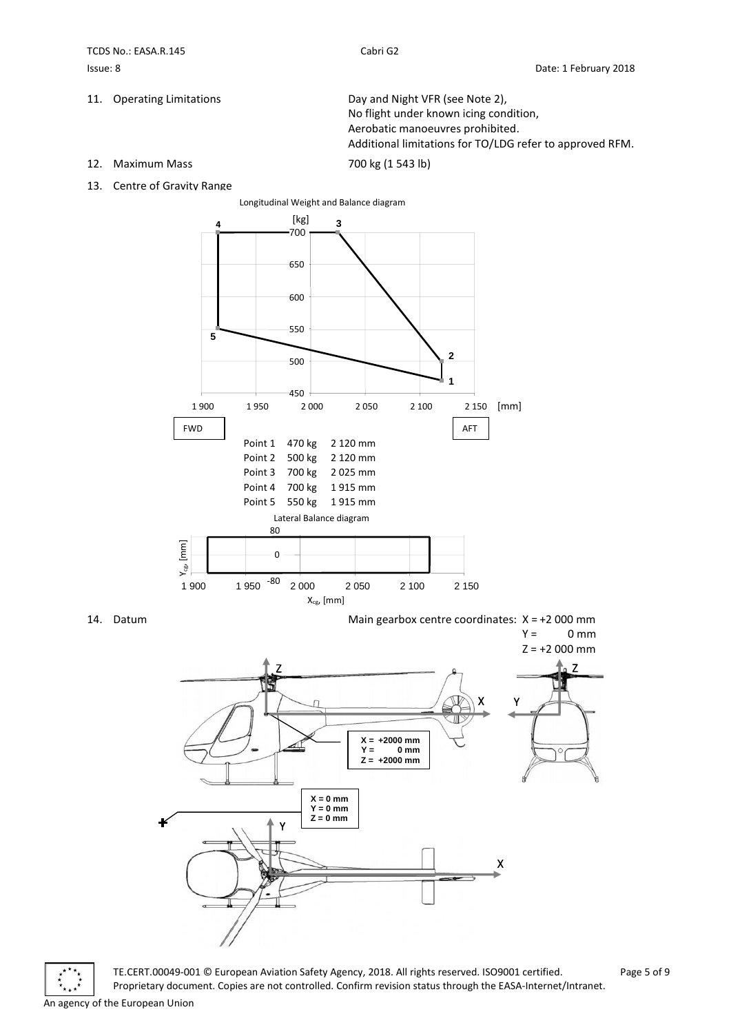11. Operating Limitations

Day and Night VFR (see Note 2),
No flight under known icing condition,
Aerobatic manoeuvres prohibited.
Additional limitations for TO/LDG refer to approved RFM.

12. Maximum Mass

700 kg (1 543 lb)

13. Centre of Gravity Range

Longitudinal Weight and Balance diagram

| | | |
|---|---|---|
| Point 1 | 470 kg | 2 120 mm |
| Point 2 | 500 kg | 2 120 mm |
| Point 3 | 700 kg | 2 025 mm |
| Point 4 | 700 kg | 1 915 mm |
| Point 5 | 550 kg | 1 915 mm |

Lateral Balance diagram

14. Datum

Main gearbox centre coordinates: X = +2 000 mm
Y = 0 mm
Z = +2 000 mm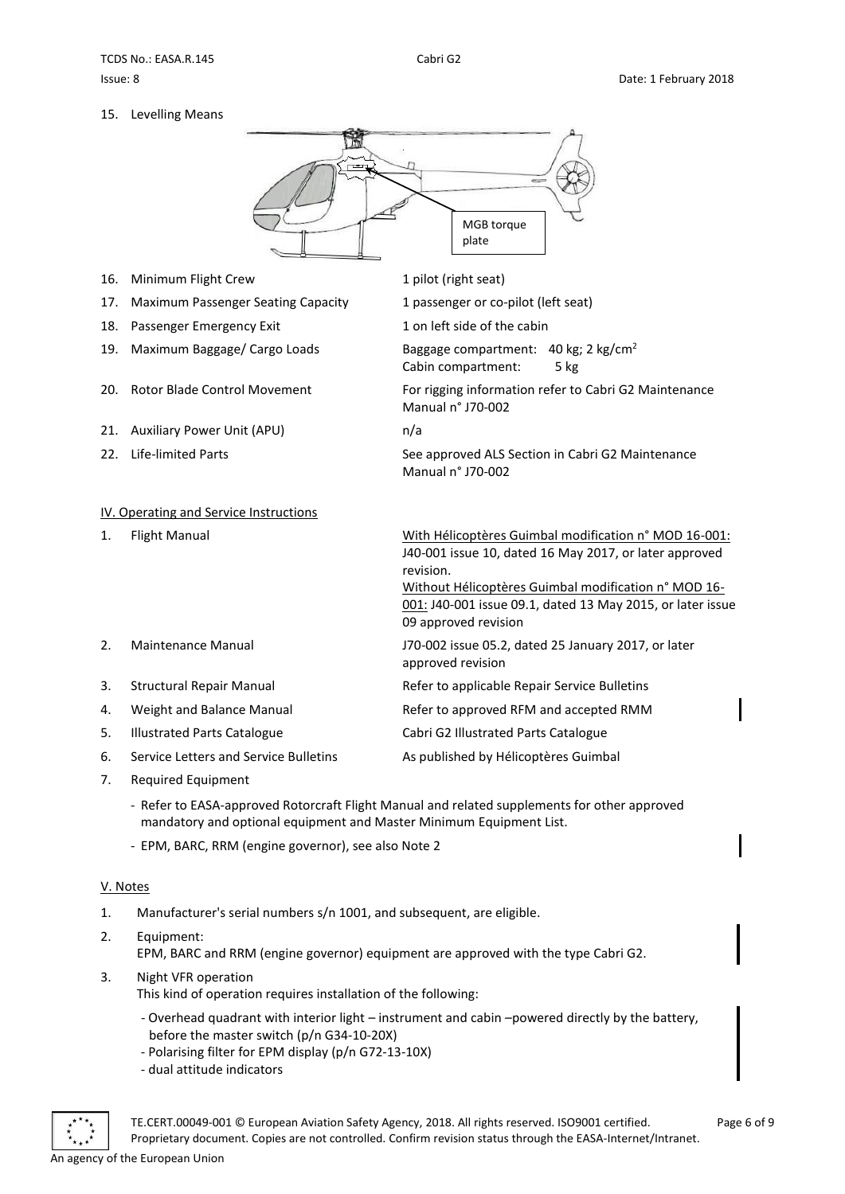15. Levelling Means

MGB torque plate

| | | |
|---|---|---|
| 16. | Minimum Flight Crew | 1 pilot (right seat) |
| 17. | Maximum Passenger Seating Capacity | 1 passenger or co-pilot (left seat) |
| 18. | Passenger Emergency Exit | 1 on left side of the cabin |
| 19. | Maximum Baggage/ Cargo Loads | Baggage compartment: 40 kg; 2 kg/cm$^2$<br>Cabin compartment: 5 kg |
| 20. | Rotor Blade Control Movement | For rigging information refer to Cabri G2 Maintenance Manual n° J70-002 |
| 21. | Auxiliary Power Unit (APU) | n/a |
| 22. | Life-limited Parts | See approved ALS Section in Cabri G2 Maintenance Manual n° J70-002 |

## IV. Operating and Service Instructions

| | | |
|---|---|---|
| 1. | Flight Manual | With Hélicoptères Guimbal modification n° MOD 16-001: J40-001 issue 10, dated 16 May 2017, or later approved revision.<br>Without Hélicoptères Guimbal modification n° MOD 16-001: J40-001 issue 09.1, dated 13 May 2015, or later issue 09 approved revision |
| 2. | Maintenance Manual | J70-002 issue 05.2, dated 25 January 2017, or later approved revision |
| 3. | Structural Repair Manual | Refer to applicable Repair Service Bulletins |
| 4. | Weight and Balance Manual | Refer to approved RFM and accepted RMM |
| 5. | Illustrated Parts Catalogue | Cabri G2 Illustrated Parts Catalogue |
| 6. | Service Letters and Service Bulletins | As published by Hélicoptères Guimbal |

7. Required Equipment
   - Refer to EASA-approved Rotorcraft Flight Manual and related supplements for other approved mandatory and optional equipment and Master Minimum Equipment List.
   - EPM, BARC, RRM (engine governor), see also Note 2

## V. Notes

1. Manufacturer's serial numbers s/n 1001, and subsequent, are eligible.
2. Equipment:
   EPM, BARC and RRM (engine governor) equipment are approved with the type Cabri G2.
3. Night VFR operation
   This kind of operation requires installation of the following:
   - Overhead quadrant with interior light – instrument and cabin –powered directly by the battery, before the master switch (p/n G34-10-20X)
   - Polarising filter for EPM display (p/n G72-13-10X)
   - dual attitude indicators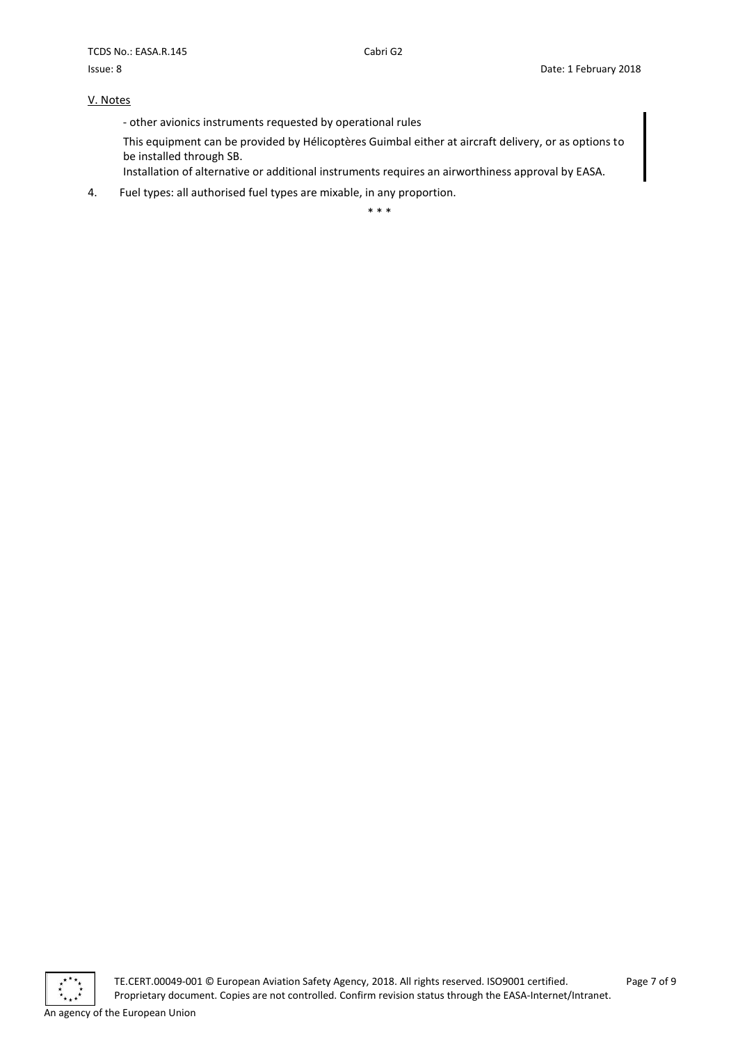V. Notes

- other avionics instruments requested by operational rules

This equipment can be provided by Hélicoptères Guimbal either at aircraft delivery, or as options to be installed through SB.
Installation of alternative or additional instruments requires an airworthiness approval by EASA.

4. Fuel types: all authorised fuel types are mixable, in any proportion.

\* \* \*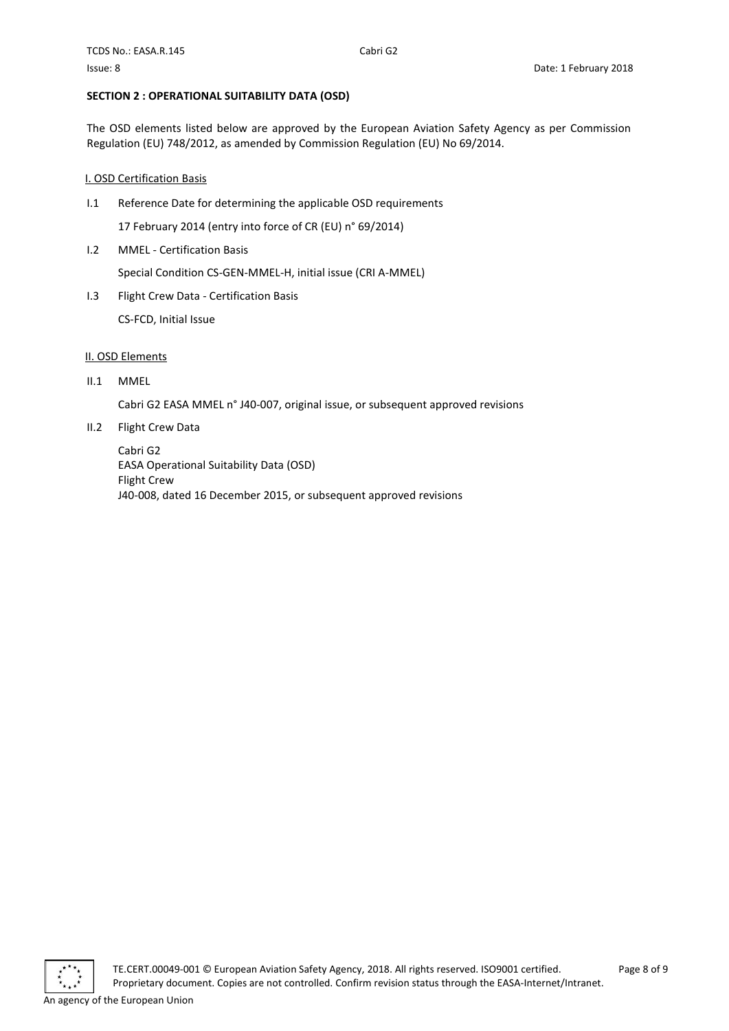## SECTION 2 : OPERATIONAL SUITABILITY DATA (OSD)

The OSD elements listed below are approved by the European Aviation Safety Agency as per Commission Regulation (EU) 748/2012, as amended by Commission Regulation (EU) No 69/2014.

### I. OSD Certification Basis

I.1 Reference Date for determining the applicable OSD requirements

17 February 2014 (entry into force of CR (EU) n° 69/2014)

I.2 MMEL - Certification Basis

Special Condition CS-GEN-MMEL-H, initial issue (CRI A-MMEL)

I.3 Flight Crew Data - Certification Basis

CS-FCD, Initial Issue

### II. OSD Elements

II.1 MMEL

Cabri G2 EASA MMEL n° J40-007, original issue, or subsequent approved revisions

II.2 Flight Crew Data

Cabri G2
EASA Operational Suitability Data (OSD)
Flight Crew
J40-008, dated 16 December 2015, or subsequent approved revisions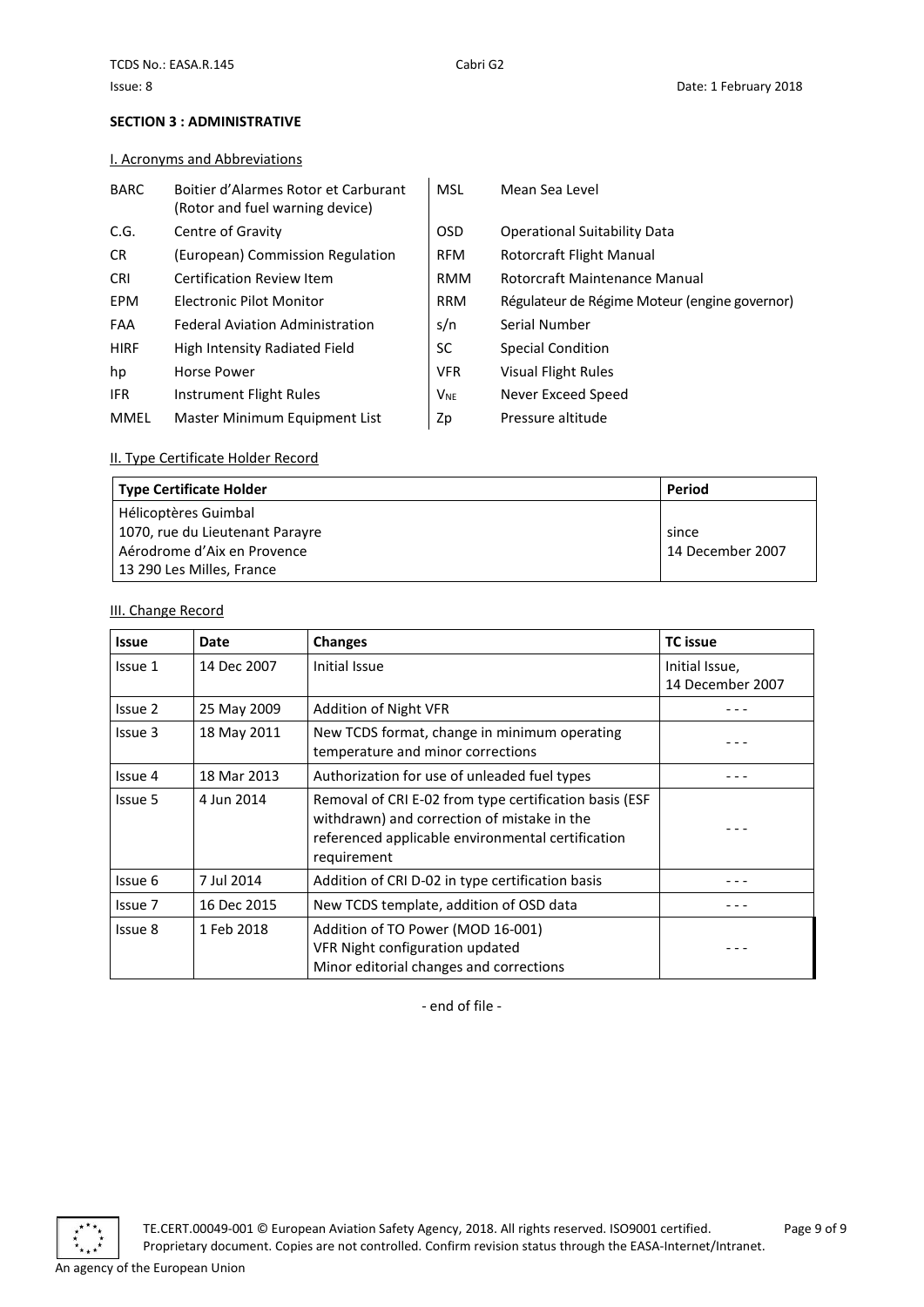## SECTION 3 : ADMINISTRATIVE

### I. Acronyms and Abbreviations

| | | | |
|---|---|---|---|
| BARC | Boitier d'Alarmes Rotor et Carburant (Rotor and fuel warning device) | MSL | Mean Sea Level |
| C.G. | Centre of Gravity | OSD | Operational Suitability Data |
| CR | (European) Commission Regulation | RFM | Rotorcraft Flight Manual |
| CRI | Certification Review Item | RMM | Rotorcraft Maintenance Manual |
| EPM | Electronic Pilot Monitor | RRM | Régulateur de Régime Moteur (engine governor) |
| FAA | Federal Aviation Administration | s/n | Serial Number |
| HIRF | High Intensity Radiated Field | SC | Special Condition |
| hp | Horse Power | VFR | Visual Flight Rules |
| IFR | Instrument Flight Rules | $V_{NE}$ | Never Exceed Speed |
| MMEL | Master Minimum Equipment List | Zp | Pressure altitude |

### II. Type Certificate Holder Record

| Type Certificate Holder | Period |
|---|---|
| Hélicoptères Guimbal<br>1070, rue du Lieutenant Parayre<br>Aérodrome d'Aix en Provence<br>13 290 Les Milles, France | since<br>14 December 2007 |

### III. Change Record

| Issue | Date | Changes | TC issue |
|---|---|---|---|
| Issue 1 | 14 Dec 2007 | Initial Issue | Initial Issue, 14 December 2007 |
| Issue 2 | 25 May 2009 | Addition of Night VFR | - - - |
| Issue 3 | 18 May 2011 | New TCDS format, change in minimum operating temperature and minor corrections | - - - |
| Issue 4 | 18 Mar 2013 | Authorization for use of unleaded fuel types | - - - |
| Issue 5 | 4 Jun 2014 | Removal of CRI E-02 from type certification basis (ESF withdrawn) and correction of mistake in the referenced applicable environmental certification requirement | - - - |
| Issue 6 | 7 Jul 2014 | Addition of CRI D-02 in type certification basis | - - - |
| Issue 7 | 16 Dec 2015 | New TCDS template, addition of OSD data | - - - |
| Issue 8 | 1 Feb 2018 | Addition of TO Power (MOD 16-001)<br>VFR Night configuration updated<br>Minor editorial changes and corrections | - - - |

- end of file -